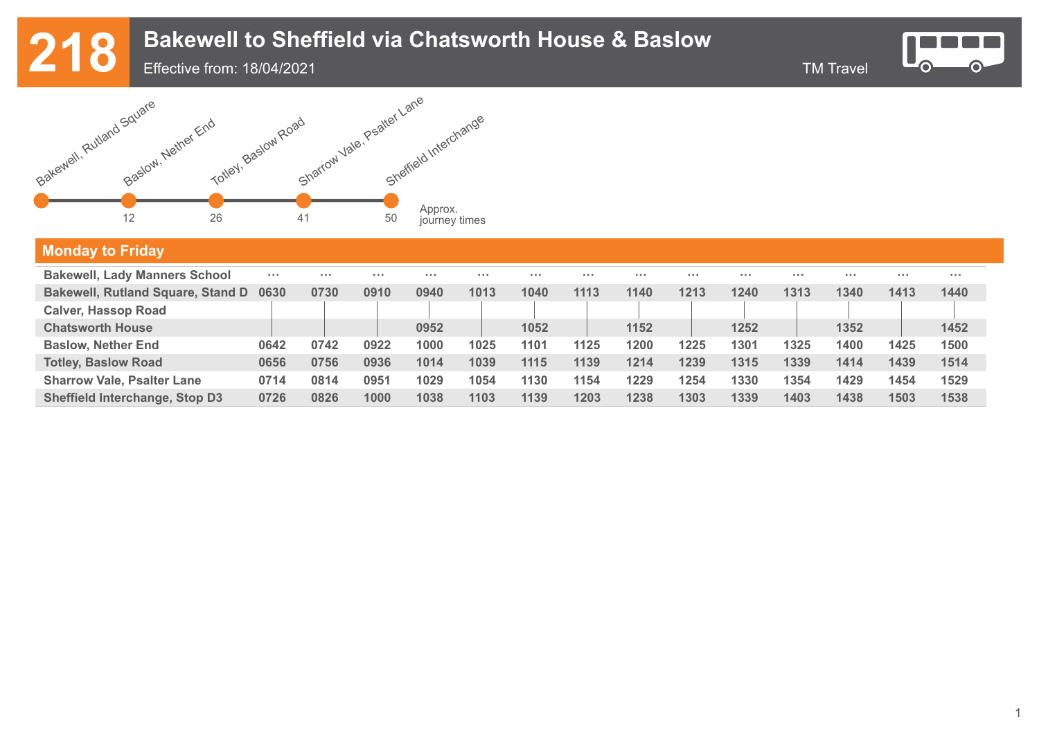# 218 Bakewell to Sheffield via Chatsworth House & Baslow

Effective from: 18/04/2021

TM Travel

| Bakewell, Rutland Square | Baslow, Nether End | Totley, Baslow Road | Sharrow Vale, Psalter Lane | Sheffield Interchange |
|---|---|---|---|---|
| | 12 | 26 | 41 | 50 |

Approx. journey times

## Monday to Friday

| | | | | | | | | | | | | | | |
|---|---|---|---|---|---|---|---|---|---|---|---|---|---|---|
| Bakewell, Lady Manners School | ... | ... | ... | ... | ... | ... | ... | ... | ... | ... | ... | ... | ... | ... |
| Bakewell, Rutland Square, Stand D | 0630 | 0730 | 0910 | 0940 | 1013 | 1040 | 1113 | 1140 | 1213 | 1240 | 1313 | 1340 | 1413 | 1440 |
| Calver, Hassop Road | \| | \| | \| | \| | \| | \| | \| | \| | \| | \| | \| | \| | \| | \| |
| Chatsworth House | \| | \| | \| | 0952 | \| | 1052 | \| | 1152 | \| | 1252 | \| | 1352 | \| | 1452 |
| Baslow, Nether End | 0642 | 0742 | 0922 | 1000 | 1025 | 1101 | 1125 | 1200 | 1225 | 1301 | 1325 | 1400 | 1425 | 1500 |
| Totley, Baslow Road | 0656 | 0756 | 0936 | 1014 | 1039 | 1115 | 1139 | 1214 | 1239 | 1315 | 1339 | 1414 | 1439 | 1514 |
| Sharrow Vale, Psalter Lane | 0714 | 0814 | 0951 | 1029 | 1054 | 1130 | 1154 | 1229 | 1254 | 1330 | 1354 | 1429 | 1454 | 1529 |
| Sheffield Interchange, Stop D3 | 0726 | 0826 | 1000 | 1038 | 1103 | 1139 | 1203 | 1238 | 1303 | 1339 | 1403 | 1438 | 1503 | 1538 |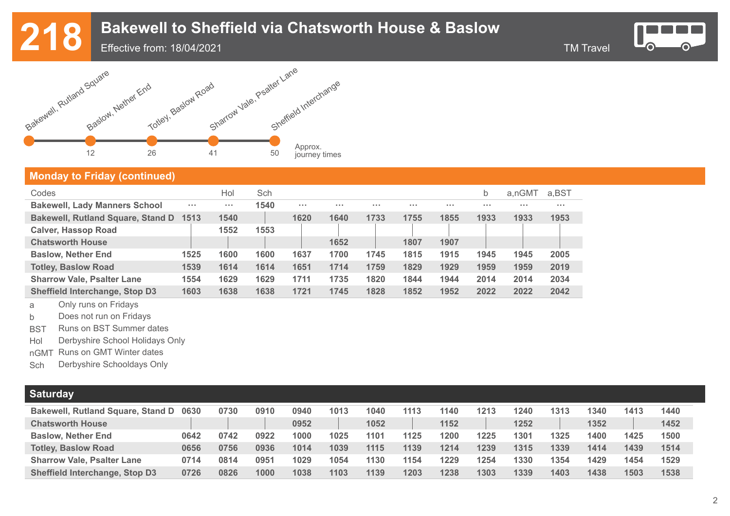# 218 Bakewell to Sheffield via Chatsworth House & Baslow

Effective from: 18/04/2021

TM Travel

| Bakewell, Rutland Square | Baslow, Nether End | Totley, Baslow Road | Sharrow Vale, Psalter Lane | Sheffield Interchange |
|---|---|---|---|---|
| | 12 | 26 | 41 | 50 |

Approx. journey times

## Monday to Friday (continued)

| Codes | | Hol | Sch | | | | | | b | a,nGMT | a,BST |
|---|---|---|---|---|---|---|---|---|---|---|---|
| Bakewell, Lady Manners School | ... | ... | 1540 | ... | ... | ... | ... | ... | ... | ... | ... |
| Bakewell, Rutland Square, Stand D | 1513 | 1540 | \| | 1620 | 1640 | 1733 | 1755 | 1855 | 1933 | 1933 | 1953 |
| Calver, Hassop Road | | 1552 | 1553 | | \| | \| | \| | \| | | | |
| Chatsworth House | \| | \| | \| | \| | 1652 | \| | 1807 | 1907 | \| | \| | \| |
| Baslow, Nether End | 1525 | 1600 | 1600 | 1637 | 1700 | 1745 | 1815 | 1915 | 1945 | 1945 | 2005 |
| Totley, Baslow Road | 1539 | 1614 | 1614 | 1651 | 1714 | 1759 | 1829 | 1929 | 1959 | 1959 | 2019 |
| Sharrow Vale, Psalter Lane | 1554 | 1629 | 1629 | 1711 | 1735 | 1820 | 1844 | 1944 | 2014 | 2014 | 2034 |
| Sheffield Interchange, Stop D3 | 1603 | 1638 | 1638 | 1721 | 1745 | 1828 | 1852 | 1952 | 2022 | 2022 | 2042 |

- a Only runs on Fridays
- b Does not run on Fridays
- BST Runs on BST Summer dates
- Hol Derbyshire School Holidays Only
- nGMT Runs on GMT Winter dates
- Sch Derbyshire Schooldays Only

## Saturday

| | | | | | | | | | | | | | | |
|---|---|---|---|---|---|---|---|---|---|---|---|---|---|---|
| Bakewell, Rutland Square, Stand D | 0630 | 0730 | 0910 | 0940 | 1013 | 1040 | 1113 | 1140 | 1213 | 1240 | 1313 | 1340 | 1413 | 1440 |
| Chatsworth House | \| | \| | \| | 0952 | \| | 1052 | \| | 1152 | \| | 1252 | \| | 1352 | \| | 1452 |
| Baslow, Nether End | 0642 | 0742 | 0922 | 1000 | 1025 | 1101 | 1125 | 1200 | 1225 | 1301 | 1325 | 1400 | 1425 | 1500 |
| Totley, Baslow Road | 0656 | 0756 | 0936 | 1014 | 1039 | 1115 | 1139 | 1214 | 1239 | 1315 | 1339 | 1414 | 1439 | 1514 |
| Sharrow Vale, Psalter Lane | 0714 | 0814 | 0951 | 1029 | 1054 | 1130 | 1154 | 1229 | 1254 | 1330 | 1354 | 1429 | 1454 | 1529 |
| Sheffield Interchange, Stop D3 | 0726 | 0826 | 1000 | 1038 | 1103 | 1139 | 1203 | 1238 | 1303 | 1339 | 1403 | 1438 | 1503 | 1538 |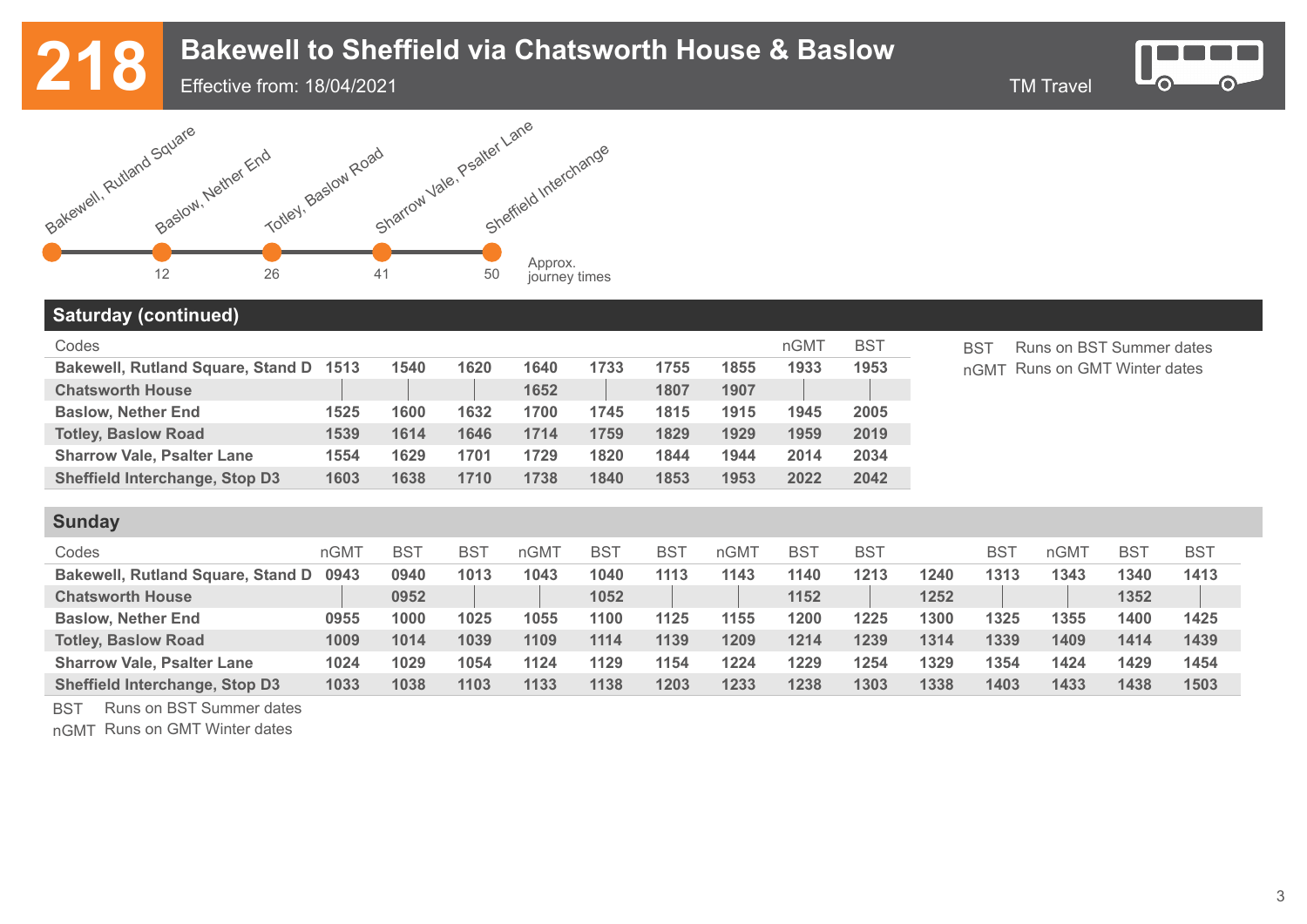# 218 Bakewell to Sheffield via Chatsworth House & Baslow

Effective from: 18/04/2021

TM Travel

| Stop | Approx. journey times |
|---|---|
| Bakewell, Rutland Square | |
| Baslow, Nether End | 12 |
| Totley, Baslow Road | 26 |
| Sharrow Vale, Psalter Lane | 41 |
| Sheffield Interchange | 50 |

## Saturday (continued)

| Codes | | | | | | | | nGMT | BST |
|---|---|---|---|---|---|---|---|---|---|
| Bakewell, Rutland Square, Stand D | 1513 | 1540 | 1620 | 1640 | 1733 | 1755 | 1855 | 1933 | 1953 |
| Chatsworth House | \| | \| | \| | 1652 | \| | 1807 | 1907 | \| | \| |
| Baslow, Nether End | 1525 | 1600 | 1632 | 1700 | 1745 | 1815 | 1915 | 1945 | 2005 |
| Totley, Baslow Road | 1539 | 1614 | 1646 | 1714 | 1759 | 1829 | 1929 | 1959 | 2019 |
| Sharrow Vale, Psalter Lane | 1554 | 1629 | 1701 | 1729 | 1820 | 1844 | 1944 | 2014 | 2034 |
| Sheffield Interchange, Stop D3 | 1603 | 1638 | 1710 | 1738 | 1840 | 1853 | 1953 | 2022 | 2042 |

BST Runs on BST Summer dates
nGMT Runs on GMT Winter dates

## Sunday

| Codes | nGMT | BST | BST | nGMT | BST | BST | nGMT | BST | BST | | BST | nGMT | BST | BST |
|---|---|---|---|---|---|---|---|---|---|---|---|---|---|---|
| Bakewell, Rutland Square, Stand D | 0943 | 0940 | 1013 | 1043 | 1040 | 1113 | 1143 | 1140 | 1213 | 1240 | 1313 | 1343 | 1340 | 1413 |
| Chatsworth House | \| | 0952 | \| | \| | 1052 | \| | \| | 1152 | \| | 1252 | \| | \| | 1352 | \| |
| Baslow, Nether End | 0955 | 1000 | 1025 | 1055 | 1100 | 1125 | 1155 | 1200 | 1225 | 1300 | 1325 | 1355 | 1400 | 1425 |
| Totley, Baslow Road | 1009 | 1014 | 1039 | 1109 | 1114 | 1139 | 1209 | 1214 | 1239 | 1314 | 1339 | 1409 | 1414 | 1439 |
| Sharrow Vale, Psalter Lane | 1024 | 1029 | 1054 | 1124 | 1129 | 1154 | 1224 | 1229 | 1254 | 1329 | 1354 | 1424 | 1429 | 1454 |
| Sheffield Interchange, Stop D3 | 1033 | 1038 | 1103 | 1133 | 1138 | 1203 | 1233 | 1238 | 1303 | 1338 | 1403 | 1433 | 1438 | 1503 |

BST Runs on BST Summer dates
nGMT Runs on GMT Winter dates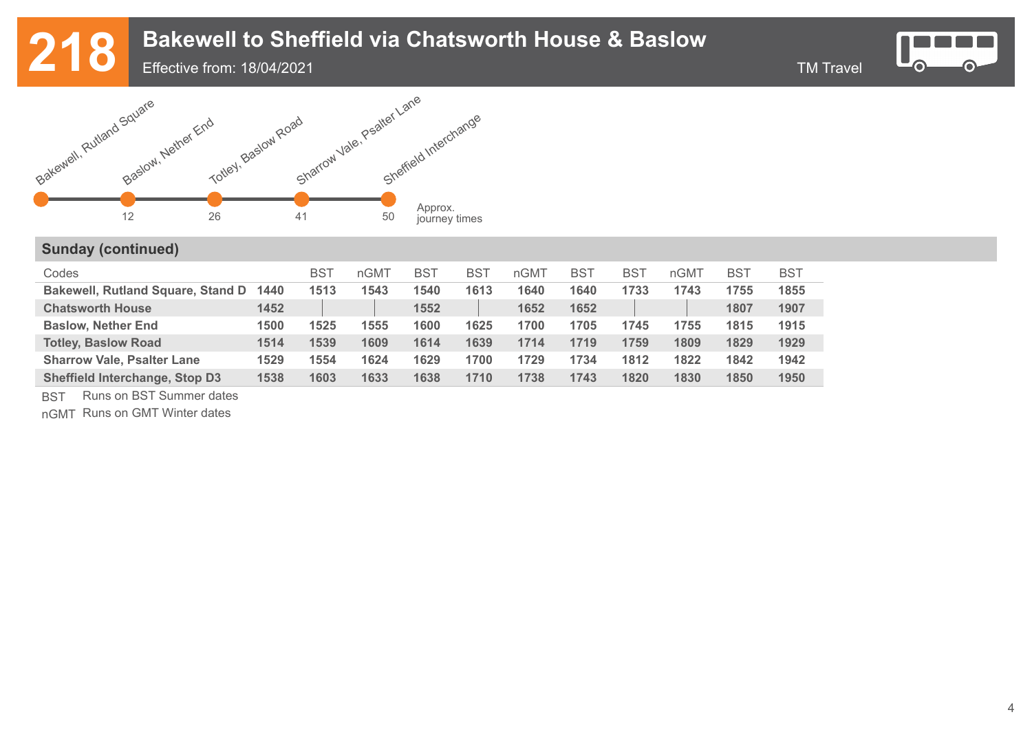# 218 Bakewell to Sheffield via Chatsworth House & Baslow

Effective from: 18/04/2021

TM Travel

| Stop | Approx. journey times |
|---|---|
| Bakewell, Rutland Square | |
| Baslow, Nether End | 12 |
| Totley, Baslow Road | 26 |
| Sharrow Vale, Psalter Lane | 41 |
| Sheffield Interchange | 50 |

## Sunday (continued)

| Codes | | BST | nGMT | BST | BST | nGMT | BST | BST | nGMT | BST | BST |
|---|---|---|---|---|---|---|---|---|---|---|---|
| **Bakewell, Rutland Square, Stand D** | **1440** | **1513** | **1543** | **1540** | **1613** | **1640** | **1640** | **1733** | **1743** | **1755** | **1855** |
| **Chatsworth House** | **1452** | \| | \| | **1552** | \| | **1652** | **1652** | \| | \| | **1807** | **1907** |
| **Baslow, Nether End** | **1500** | **1525** | **1555** | **1600** | **1625** | **1700** | **1705** | **1745** | **1755** | **1815** | **1915** |
| **Totley, Baslow Road** | **1514** | **1539** | **1609** | **1614** | **1639** | **1714** | **1719** | **1759** | **1809** | **1829** | **1929** |
| **Sharrow Vale, Psalter Lane** | **1529** | **1554** | **1624** | **1629** | **1700** | **1729** | **1734** | **1812** | **1822** | **1842** | **1942** |
| **Sheffield Interchange, Stop D3** | **1538** | **1603** | **1633** | **1638** | **1710** | **1738** | **1743** | **1820** | **1830** | **1850** | **1950** |

BST Runs on BST Summer dates

nGMT Runs on GMT Winter dates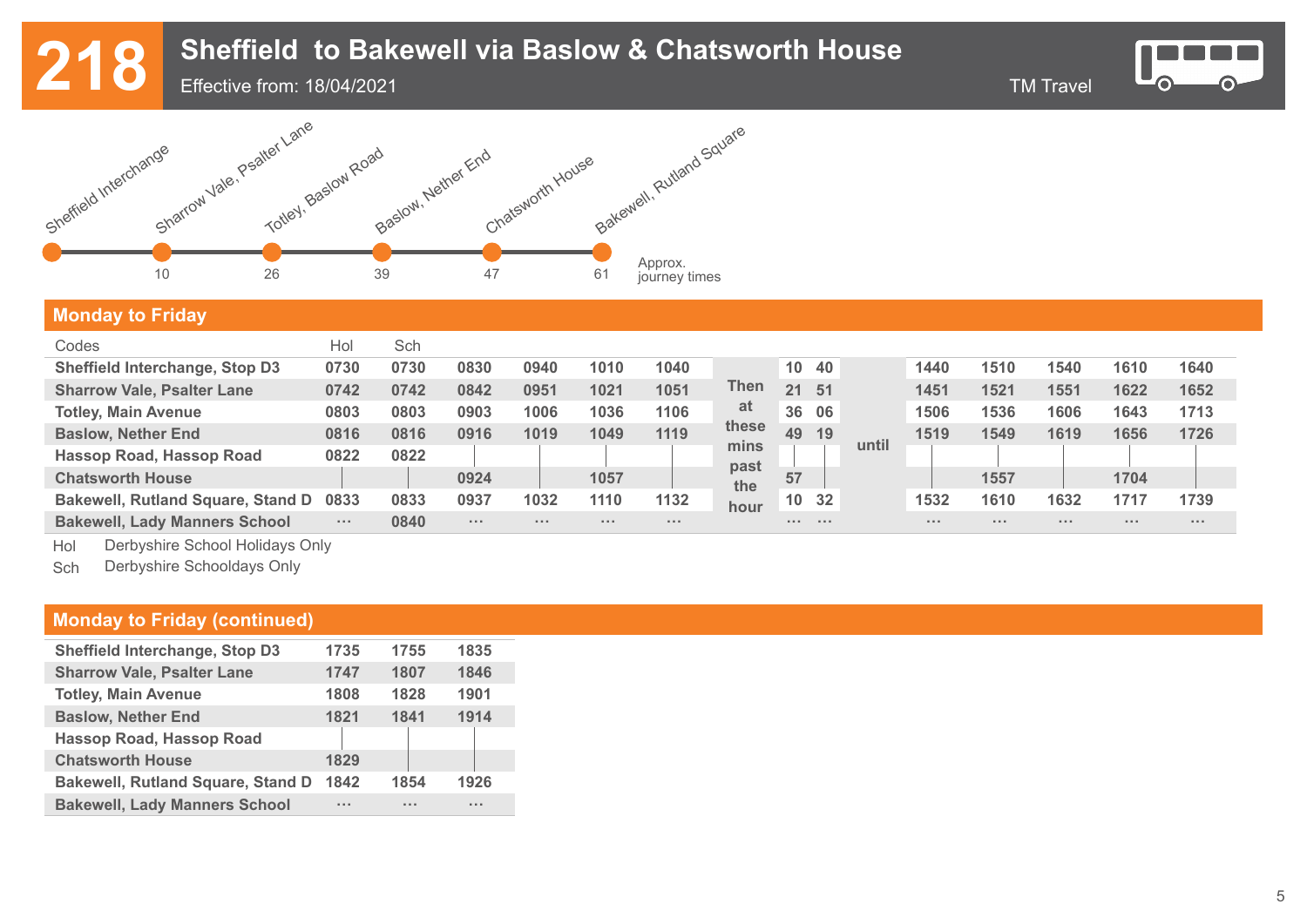# 218 Sheffield to Bakewell via Baslow & Chatsworth House

Effective from: 18/04/2021

TM Travel

| Sheffield Interchange | Sharrow Vale, Psalter Lane | Totley, Baslow Road | Baslow, Nether End | Chatsworth House | Bakewell, Rutland Square | |
|---|---|---|---|---|---|---|
| | 10 | 26 | 39 | 47 | 61 | Approx. journey times |

## Monday to Friday

| Codes | Hol | Sch | | | | | | | | | | | | | |
|---|---|---|---|---|---|---|---|---|---|---|---|---|---|---|---|
| Sheffield Interchange, Stop D3 | 0730 | 0730 | 0830 | 0940 | 1010 | 1040 | Then at these mins past the hour | 10 | 40 | until | 1440 | 1510 | 1540 | 1610 | 1640 |
| Sharrow Vale, Psalter Lane | 0742 | 0742 | 0842 | 0951 | 1021 | 1051 | | 21 | 51 | | 1451 | 1521 | 1551 | 1622 | 1652 |
| Totley, Main Avenue | 0803 | 0803 | 0903 | 1006 | 1036 | 1106 | | 36 | 06 | | 1506 | 1536 | 1606 | 1643 | 1713 |
| Baslow, Nether End | 0816 | 0816 | 0916 | 1019 | 1049 | 1119 | | 49 | 19 | | 1519 | 1549 | 1619 | 1656 | 1726 |
| Hassop Road, Hassop Road | 0822 | 0822 | \| | \| | \| | \| | | \| | \| | | \| | \| | \| | \| | \| |
| Chatsworth House | \| | \| | 0924 | \| | 1057 | \| | | 57 | \| | | \| | 1557 | \| | 1704 | \| |
| Bakewell, Rutland Square, Stand D | 0833 | 0833 | 0937 | 1032 | 1110 | 1132 | | 10 | 32 | | 1532 | 1610 | 1632 | 1717 | 1739 |
| Bakewell, Lady Manners School | ... | 0840 | ... | ... | ... | ... | | ... | ... | | ... | ... | ... | ... | ... |

Hol Derbyshire School Holidays Only

Sch Derbyshire Schooldays Only

## Monday to Friday (continued)

| | | | |
|---|---|---|---|
| Sheffield Interchange, Stop D3 | 1735 | 1755 | 1835 |
| Sharrow Vale, Psalter Lane | 1747 | 1807 | 1846 |
| Totley, Main Avenue | 1808 | 1828 | 1901 |
| Baslow, Nether End | 1821 | 1841 | 1914 |
| Hassop Road, Hassop Road | \| | \| | \| |
| Chatsworth House | 1829 | \| | \| |
| Bakewell, Rutland Square, Stand D | 1842 | 1854 | 1926 |
| Bakewell, Lady Manners School | ... | ... | ... |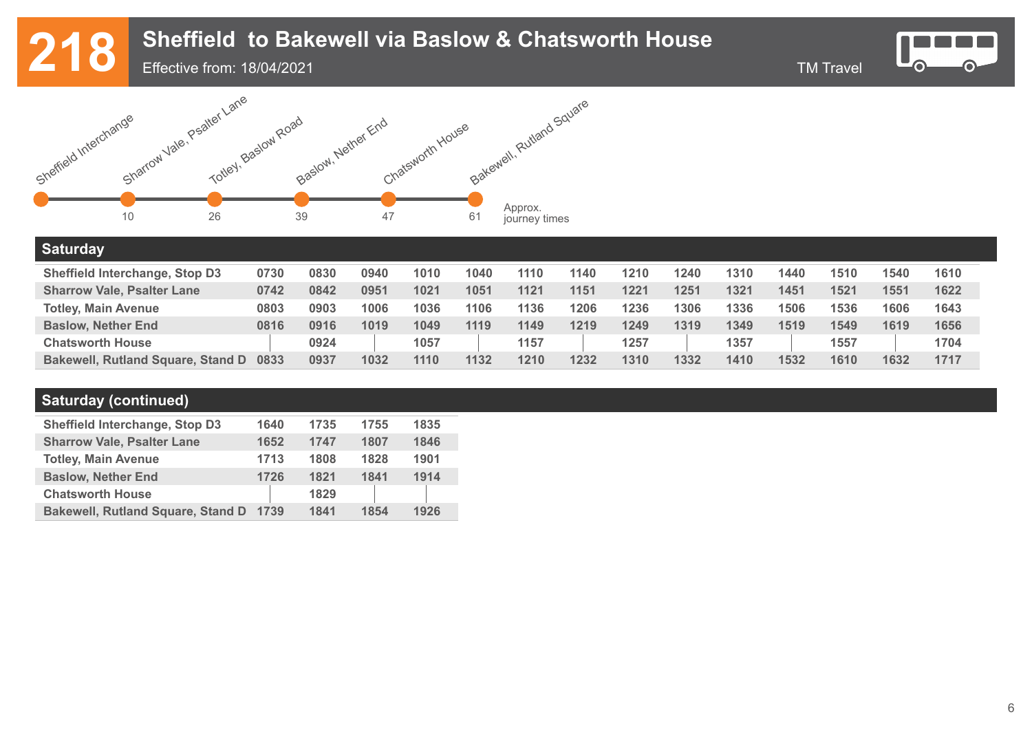# 218 Sheffield to Bakewell via Baslow & Chatsworth House

Effective from: 18/04/2021

TM Travel

| Sheffield Interchange | Sharrow Vale, Psalter Lane | Totley, Baslow Road | Baslow, Nether End | Chatsworth House | Bakewell, Rutland Square |
|---|---|---|---|---|---|
| | 10 | 26 | 39 | 47 | 61 |

Approx. journey times

## Saturday

| Sheffield Interchange, Stop D3 | 0730 | 0830 | 0940 | 1010 | 1040 | 1110 | 1140 | 1210 | 1240 | 1310 | 1440 | 1510 | 1540 | 1610 |
|---|---|---|---|---|---|---|---|---|---|---|---|---|---|---|
| Sharrow Vale, Psalter Lane | 0742 | 0842 | 0951 | 1021 | 1051 | 1121 | 1151 | 1221 | 1251 | 1321 | 1451 | 1521 | 1551 | 1622 |
| Totley, Main Avenue | 0803 | 0903 | 1006 | 1036 | 1106 | 1136 | 1206 | 1236 | 1306 | 1336 | 1506 | 1536 | 1606 | 1643 |
| Baslow, Nether End | 0816 | 0916 | 1019 | 1049 | 1119 | 1149 | 1219 | 1249 | 1319 | 1349 | 1519 | 1549 | 1619 | 1656 |
| Chatsworth House | \| | 0924 | \| | 1057 | \| | 1157 | \| | 1257 | \| | 1357 | \| | 1557 | \| | 1704 |
| Bakewell, Rutland Square, Stand D | 0833 | 0937 | 1032 | 1110 | 1132 | 1210 | 1232 | 1310 | 1332 | 1410 | 1532 | 1610 | 1632 | 1717 |

## Saturday (continued)

| Sheffield Interchange, Stop D3 | 1640 | 1735 | 1755 | 1835 |
|---|---|---|---|---|
| Sharrow Vale, Psalter Lane | 1652 | 1747 | 1807 | 1846 |
| Totley, Main Avenue | 1713 | 1808 | 1828 | 1901 |
| Baslow, Nether End | 1726 | 1821 | 1841 | 1914 |
| Chatsworth House | \| | 1829 | \| | \| |
| Bakewell, Rutland Square, Stand D | 1739 | 1841 | 1854 | 1926 |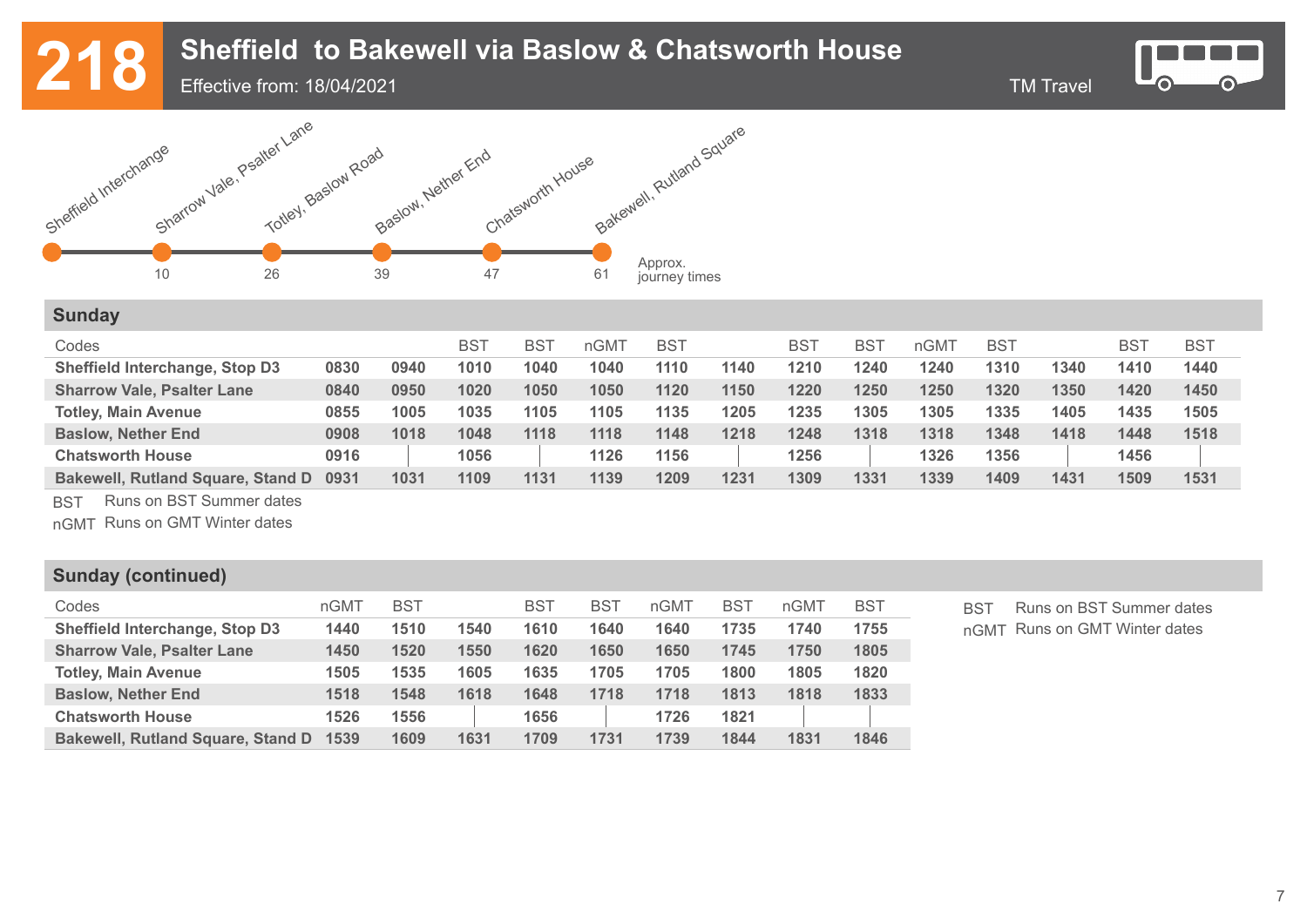# 218 Sheffield to Bakewell via Baslow & Chatsworth House

Effective from: 18/04/2021

TM Travel

Sheffield Interchange — Sharrow Vale, Psalter Lane — Totley, Baslow Road — Baslow, Nether End — Chatsworth House — Bakewell, Rutland Square

Approx. journey times: 10, 26, 39, 47, 61

## Sunday

| Codes | | | BST | BST | nGMT | BST | | BST | BST | nGMT | BST | | BST | BST |
|---|---|---|---|---|---|---|---|---|---|---|---|---|---|---|
| **Sheffield Interchange, Stop D3** | 0830 | 0940 | 1010 | 1040 | 1040 | 1110 | 1140 | 1210 | 1240 | 1240 | 1310 | 1340 | 1410 | 1440 |
| **Sharrow Vale, Psalter Lane** | 0840 | 0950 | 1020 | 1050 | 1050 | 1120 | 1150 | 1220 | 1250 | 1250 | 1320 | 1350 | 1420 | 1450 |
| **Totley, Main Avenue** | 0855 | 1005 | 1035 | 1105 | 1105 | 1135 | 1205 | 1235 | 1305 | 1305 | 1335 | 1405 | 1435 | 1505 |
| **Baslow, Nether End** | 0908 | 1018 | 1048 | 1118 | 1118 | 1148 | 1218 | 1248 | 1318 | 1318 | 1348 | 1418 | 1448 | 1518 |
| **Chatsworth House** | 0916 | \| | 1056 | \| | 1126 | 1156 | \| | 1256 | \| | 1326 | 1356 | \| | 1456 | \| |
| **Bakewell, Rutland Square, Stand D** | 0931 | 1031 | 1109 | 1131 | 1139 | 1209 | 1231 | 1309 | 1331 | 1339 | 1409 | 1431 | 1509 | 1531 |

BST Runs on BST Summer dates

nGMT Runs on GMT Winter dates

## Sunday (continued)

| Codes | nGMT | BST | | BST | BST | nGMT | BST | nGMT | BST |
|---|---|---|---|---|---|---|---|---|---|
| **Sheffield Interchange, Stop D3** | 1440 | 1510 | 1540 | 1610 | 1640 | 1640 | 1735 | 1740 | 1755 |
| **Sharrow Vale, Psalter Lane** | 1450 | 1520 | 1550 | 1620 | 1650 | 1650 | 1745 | 1750 | 1805 |
| **Totley, Main Avenue** | 1505 | 1535 | 1605 | 1635 | 1705 | 1705 | 1800 | 1805 | 1820 |
| **Baslow, Nether End** | 1518 | 1548 | 1618 | 1648 | 1718 | 1718 | 1813 | 1818 | 1833 |
| **Chatsworth House** | 1526 | 1556 | \| | 1656 | \| | 1726 | 1821 | \| | \| |
| **Bakewell, Rutland Square, Stand D** | 1539 | 1609 | 1631 | 1709 | 1731 | 1739 | 1844 | 1831 | 1846 |

BST Runs on BST Summer dates

nGMT Runs on GMT Winter dates